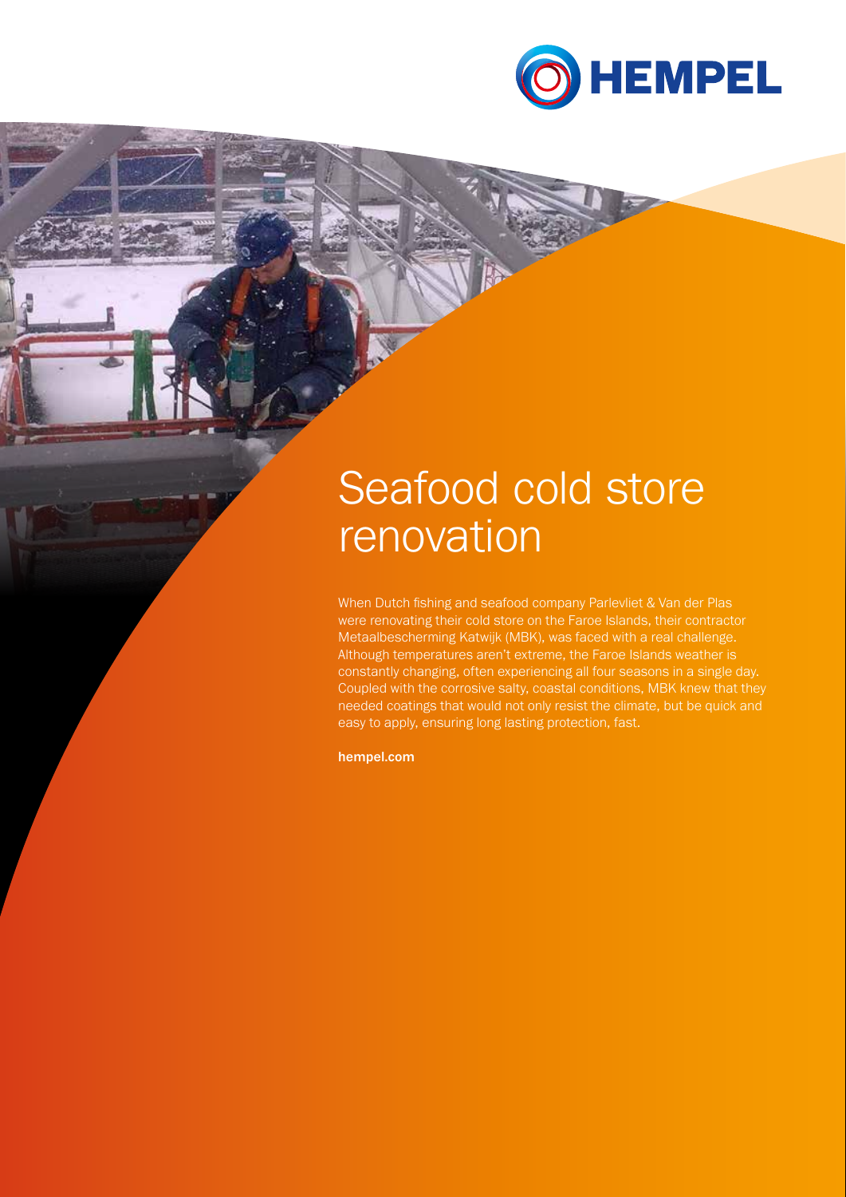# Seafood cold store renovation

When Dutch fishing and seafood company Parlevliet & Van der Plas were renovating their cold store on the Faroe Islands, their contractor Metaalbescherming Katwijk (MBK), was faced with a real challenge. Although temperatures aren't extreme, the Faroe Islands weather is constantly changing, often experiencing all four seasons in a single day. Coupled with the corrosive salty, coastal conditions, MBK knew that they needed coatings that would not only resist the climate, but be quick and easy to apply, ensuring long lasting protection, fast.

**hempel.com**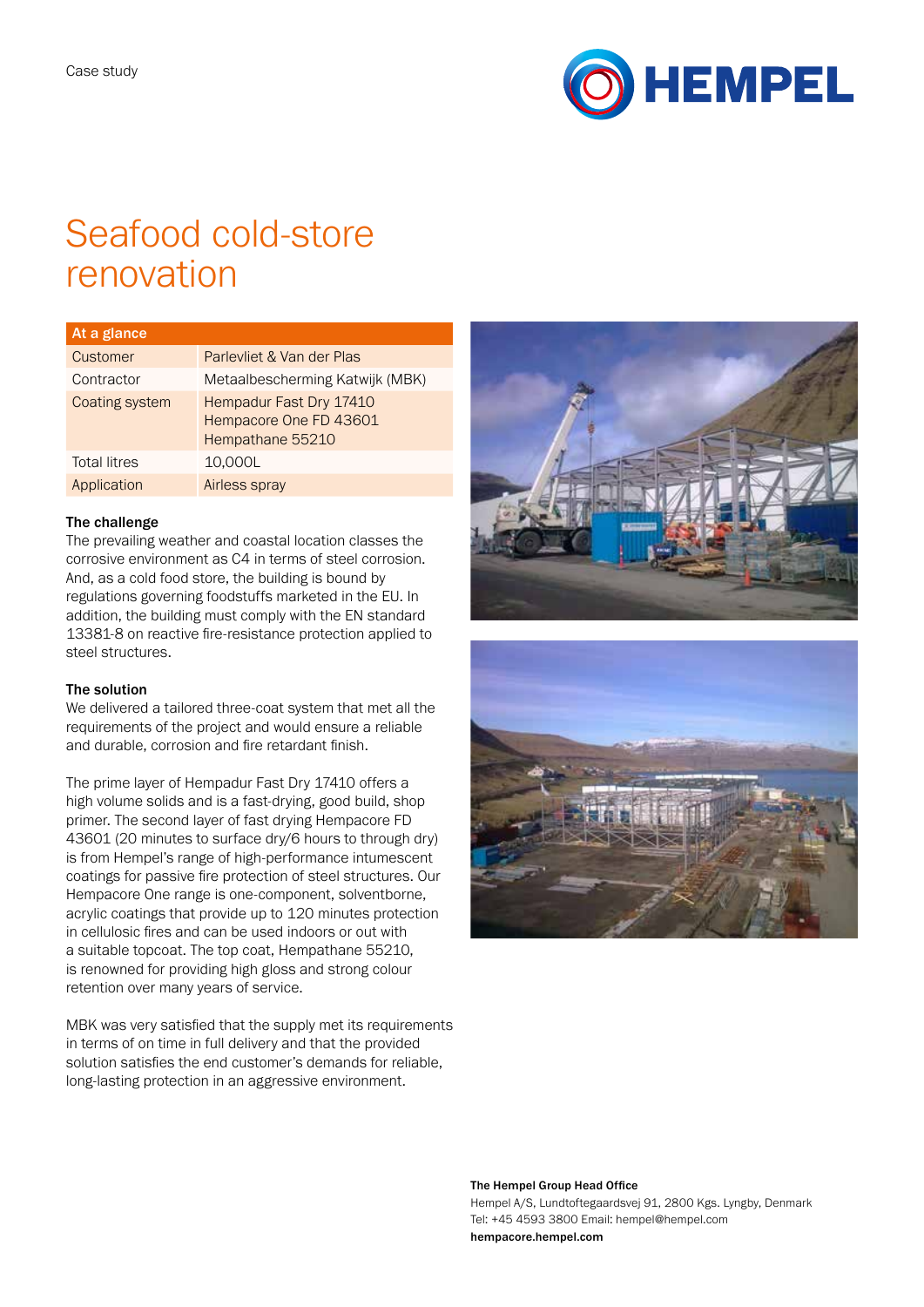Case study

# Seafood cold-store renovation

| At a glance | |
|---|---|
| Customer | Parlevliet & Van der Plas |
| Contractor | Metaalbescherming Katwijk (MBK) |
| Coating system | Hempadur Fast Dry 17410<br>Hempacore One FD 43601<br>Hempathane 55210 |
| Total litres | 10,000L |
| Application | Airless spray |

### The challenge

The prevailing weather and coastal location classes the corrosive environment as C4 in terms of steel corrosion. And, as a cold food store, the building is bound by regulations governing foodstuffs marketed in the EU. In addition, the building must comply with the EN standard 13381-8 on reactive fire-resistance protection applied to steel structures.

### The solution

We delivered a tailored three-coat system that met all the requirements of the project and would ensure a reliable and durable, corrosion and fire retardant finish.

The prime layer of Hempadur Fast Dry 17410 offers a high volume solids and is a fast-drying, good build, shop primer. The second layer of fast drying Hempacore FD 43601 (20 minutes to surface dry/6 hours to through dry) is from Hempel's range of high-performance intumescent coatings for passive fire protection of steel structures. Our Hempacore One range is one-component, solventborne, acrylic coatings that provide up to 120 minutes protection in cellulosic fires and can be used indoors or out with a suitable topcoat. The top coat, Hempathane 55210, is renowned for providing high gloss and strong colour retention over many years of service.

MBK was very satisfied that the supply met its requirements in terms of on time in full delivery and that the provided solution satisfies the end customer's demands for reliable, long-lasting protection in an aggressive environment.

**The Hempel Group Head Office**
Hempel A/S, Lundtoftegaardsvej 91, 2800 Kgs. Lyngby, Denmark
Tel: +45 4593 3800 Email: hempel@hempel.com
**hempacore.hempel.com**